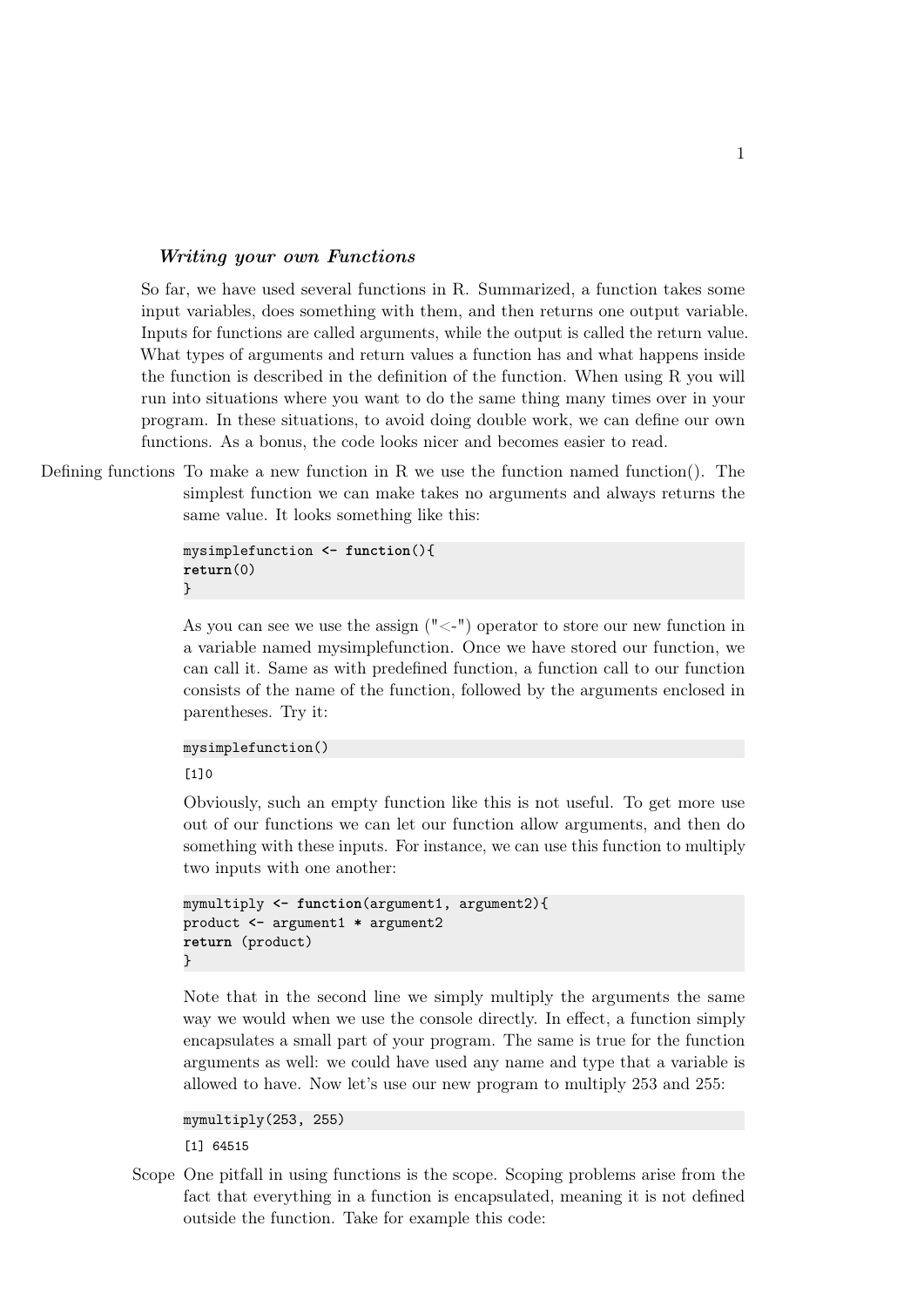### *Writing your own Functions*

So far, we have used several functions in R. Summarized, a function takes some input variables, does something with them, and then returns one output variable. Inputs for functions are called arguments, while the output is called the return value. What types of arguments and return values a function has and what happens inside the function is described in the definition of the function. When using R you will run into situations where you want to do the same thing many times over in your program. In these situations, to avoid doing double work, we can define our own functions. As a bonus, the code looks nicer and becomes easier to read.

Defining functions

To make a new function in R we use the function named function(). The simplest function we can make takes no arguments and always returns the same value. It looks something like this:

```
mysimplefunction <- function(){
return(0)
}
```

As you can see we use the assign ("<-") operator to store our new function in a variable named mysimplefunction. Once we have stored our function, we can call it. Same as with predefined function, a function call to our function consists of the name of the function, followed by the arguments enclosed in parentheses. Try it:

```
mysimplefunction()
```

```
[1]0
```

Obviously, such an empty function like this is not useful. To get more use out of our functions we can let our function allow arguments, and then do something with these inputs. For instance, we can use this function to multiply two inputs with one another:

```
mymultiply <- function(argument1, argument2){
product <- argument1 * argument2
return (product)
}
```

Note that in the second line we simply multiply the arguments the same way we would when we use the console directly. In effect, a function simply encapsulates a small part of your program. The same is true for the function arguments as well: we could have used any name and type that a variable is allowed to have. Now let's use our new program to multiply 253 and 255:

```
mymultiply(253, 255)
```

```
[1] 64515
```

Scope

One pitfall in using functions is the scope. Scoping problems arise from the fact that everything in a function is encapsulated, meaning it is not defined outside the function. Take for example this code: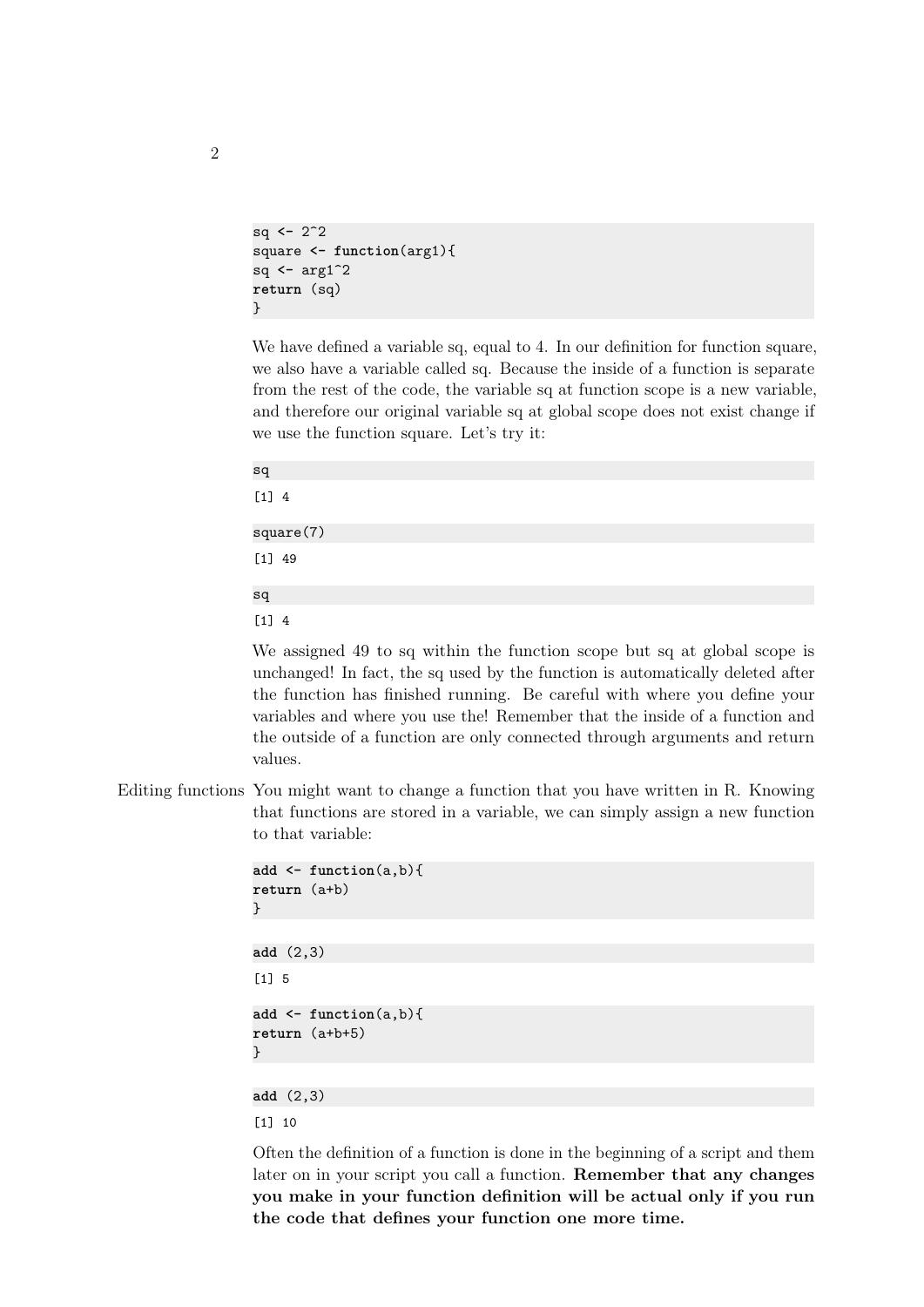```
sq <- 2^2
square <- function(arg1){
sq <- arg1^2
return (sq)
}
```

We have defined a variable sq, equal to 4. In our definition for function square, we also have a variable called sq. Because the inside of a function is separate from the rest of the code, the variable sq at function scope is a new variable, and therefore our original variable sq at global scope does not exist change if we use the function square. Let's try it:

```
sq
```

```
[1] 4
```

```
square(7)
```

```
[1] 49
```

```
sq
```

```
[1] 4
```

We assigned 49 to sq within the function scope but sq at global scope is unchanged! In fact, the sq used by the function is automatically deleted after the function has finished running. Be careful with where you define your variables and where you use the! Remember that the inside of a function and the outside of a function are only connected through arguments and return values.

Editing functions

You might want to change a function that you have written in R. Knowing that functions are stored in a variable, we can simply assign a new function to that variable:

```
add <- function(a,b){
return (a+b)
}
```

```
add (2,3)
```

```
[1] 5
```

```
add <- function(a,b){
return (a+b+5)
}
```

```
add (2,3)
```

```
[1] 10
```

Often the definition of a function is done in the beginning of a script and them later on in your script you call a function. **Remember that any changes you make in your function definition will be actual only if you run the code that defines your function one more time.**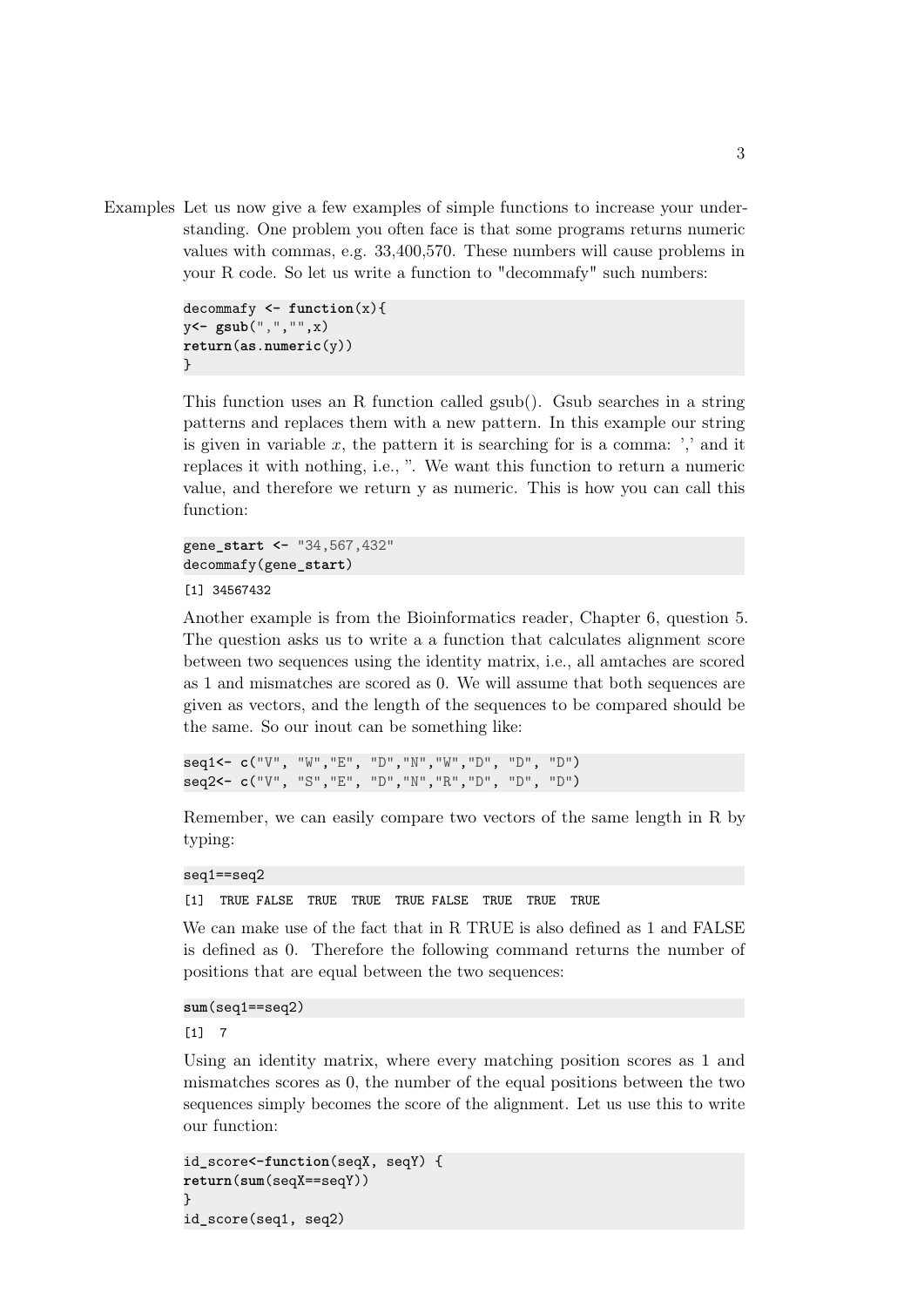**Examples** Let us now give a few examples of simple functions to increase your understanding. One problem you often face is that some programs returns numeric values with commas, e.g. 33,400,570. These numbers will cause problems in your R code. So let us write a function to "decommafy" such numbers:

```
decommafy <- function(x){
y<- gsub(",","",x)
return(as.numeric(y))
}
```

This function uses an R function called gsub(). Gsub searches in a string patterns and replaces them with a new pattern. In this example our string is given in variable $x$, the pattern it is searching for is a comma: ',' and it replaces it with nothing, i.e., ''. We want this function to return a numeric value, and therefore we return y as numeric. This is how you can call this function:

```
gene_start <- "34,567,432"
decommafy(gene_start)
```

```
[1] 34567432
```

Another example is from the Bioinformatics reader, Chapter 6, question 5. The question asks us to write a a function that calculates alignment score between two sequences using the identity matrix, i.e., all amtaches are scored as 1 and mismatches are scored as 0. We will assume that both sequences are given as vectors, and the length of the sequences to be compared should be the same. So our inout can be something like:

```
seq1<- c("V", "W","E", "D","N","W","D", "D", "D")
seq2<- c("V", "S","E", "D","N","R","D", "D", "D")
```

Remember, we can easily compare two vectors of the same length in R by typing:

```
seq1==seq2
```

```
[1]  TRUE FALSE  TRUE  TRUE  TRUE FALSE  TRUE  TRUE  TRUE
```

We can make use of the fact that in R TRUE is also defined as 1 and FALSE is defined as 0. Therefore the following command returns the number of positions that are equal between the two sequences:

```
sum(seq1==seq2)
```

```
[1]  7
```

Using an identity matrix, where every matching position scores as 1 and mismatches scores as 0, the number of the equal positions between the two sequences simply becomes the score of the alignment. Let us use this to write our function:

```
id_score<-function(seqX, seqY) {
return(sum(seqX==seqY))
}
id_score(seq1, seq2)
```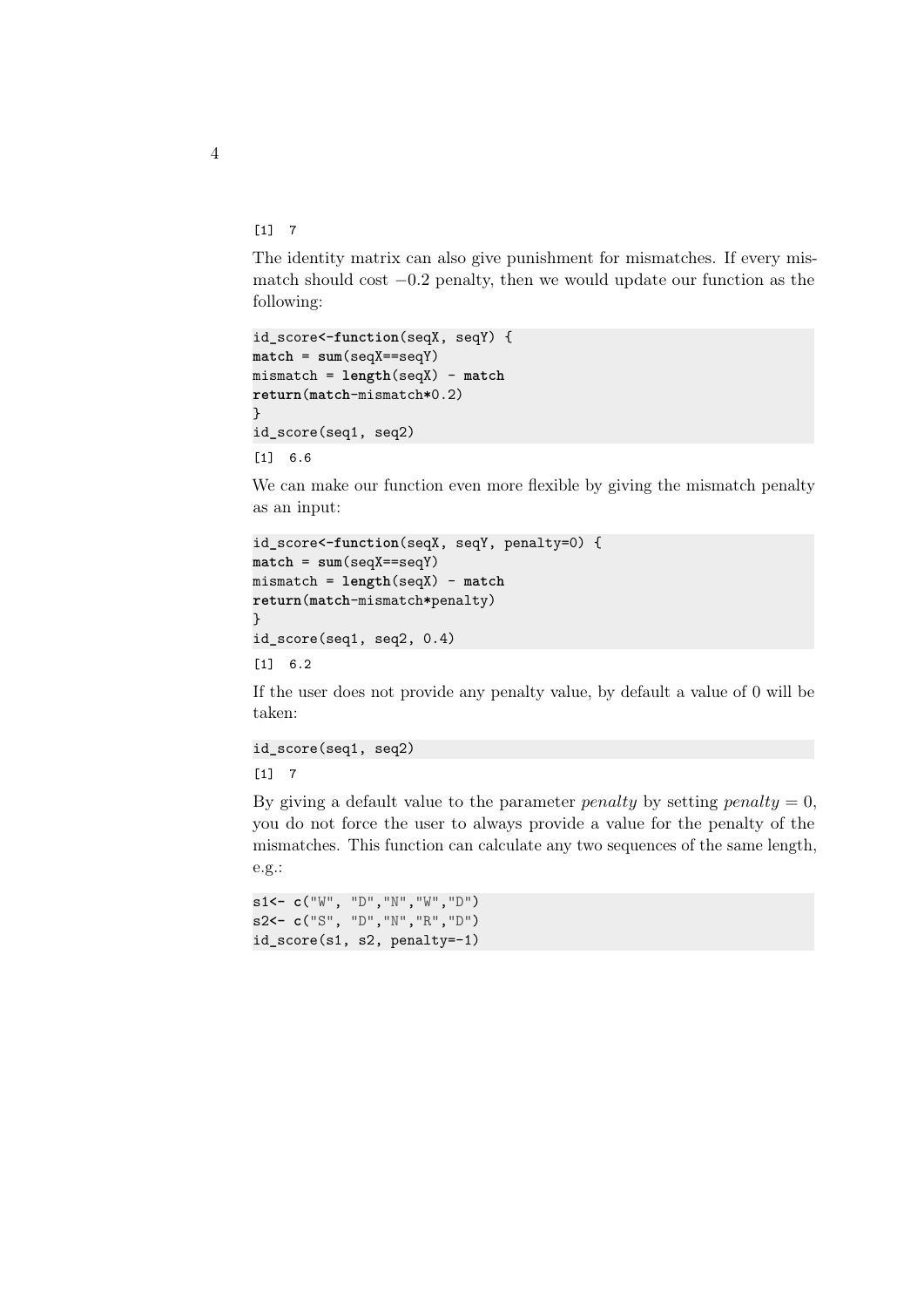```
[1] 7
```

The identity matrix can also give punishment for mismatches. If every mismatch should cost $-0.2$ penalty, then we would update our function as the following:

```
id_score<-function(seqX, seqY) {
match = sum(seqX==seqY)
mismatch = length(seqX) - match
return(match-mismatch*0.2)
}
id_score(seq1, seq2)
```

```
[1] 6.6
```

We can make our function even more flexible by giving the mismatch penalty as an input:

```
id_score<-function(seqX, seqY, penalty=0) {
match = sum(seqX==seqY)
mismatch = length(seqX) - match
return(match-mismatch*penalty)
}
id_score(seq1, seq2, 0.4)
```

```
[1] 6.2
```

If the user does not provide any penalty value, by default a value of 0 will be taken:

```
id_score(seq1, seq2)
```

```
[1] 7
```

By giving a default value to the parameter *penalty* by setting $penalty = 0$, you do not force the user to always provide a value for the penalty of the mismatches. This function can calculate any two sequences of the same length, e.g.:

```
s1<- c("W", "D","N","W","D")
s2<- c("S", "D","N","R","D")
id_score(s1, s2, penalty=-1)
```